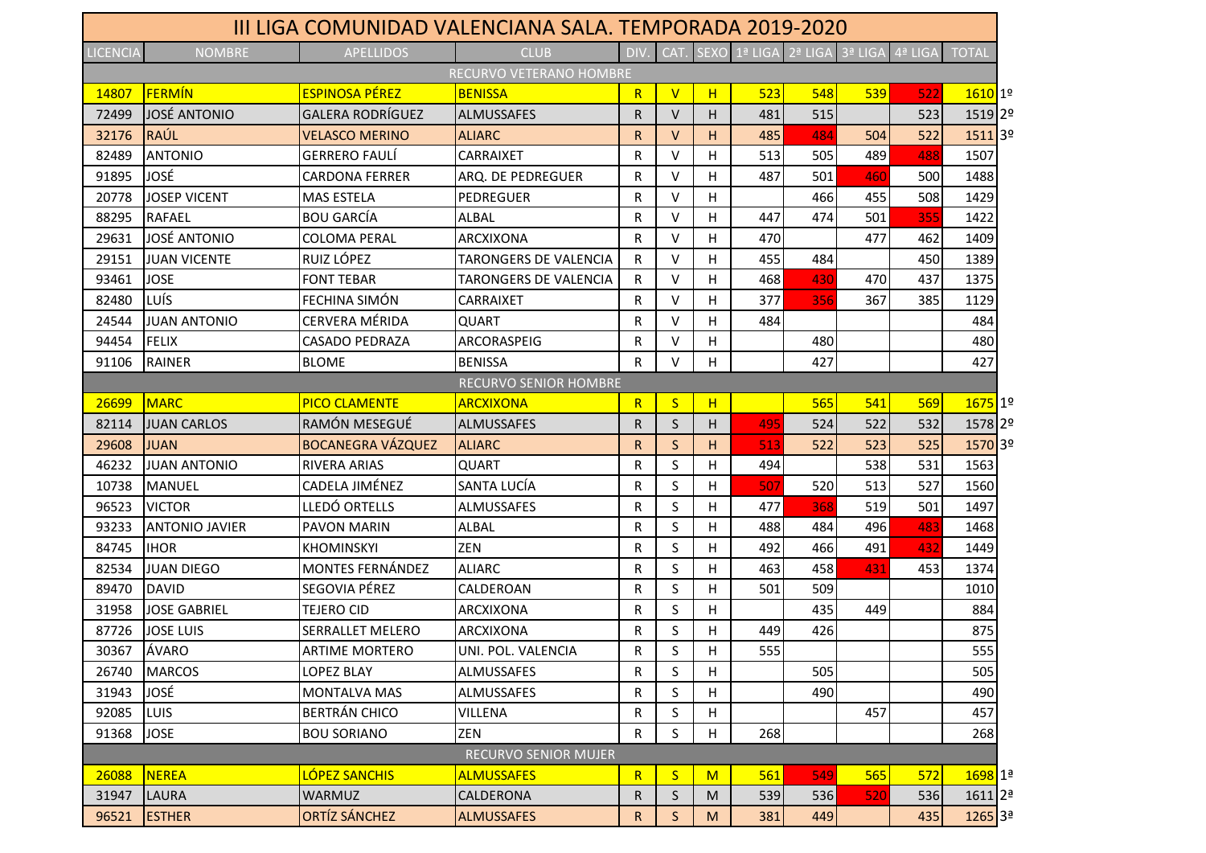# III LIGA COMUNIDAD VALENCIANA SALA. TEMPORADA 2019-2020

| LICENCIA | NOMBRE | APELLIDOS | CLUB | DIV. | CAT. | SEXO | 1ª LIGA | 2ª LIGA | 3ª LIGA | 4ª LIGA | TOTAL | |
|---|---|---|---|---|---|---|---|---|---|---|---|---|
| | | | RECURVO VETERANO HOMBRE | | | | | | | | | |
| 14807 | FERMÍN | ESPINOSA PÉREZ | BENISSA | R | V | H | 523 | 548 | 539 | 522 | 1610 | 1º |
| 72499 | JOSÉ ANTONIO | GALERA RODRÍGUEZ | ALMUSSAFES | R | V | H | 481 | 515 | | 523 | 1519 | 2º |
| 32176 | RAÚL | VELASCO MERINO | ALIARC | R | V | H | 485 | 484 | 504 | 522 | 1511 | 3º |
| 82489 | ANTONIO | GERRERO FAULÍ | CARRAIXET | R | V | H | 513 | 505 | 489 | 488 | 1507 | |
| 91895 | JOSÉ | CARDONA FERRER | ARQ. DE PEDREGUER | R | V | H | 487 | 501 | 460 | 500 | 1488 | |
| 20778 | JOSEP VICENT | MAS ESTELA | PEDREGUER | R | V | H | | 466 | 455 | 508 | 1429 | |
| 88295 | RAFAEL | BOU GARCÍA | ALBAL | R | V | H | 447 | 474 | 501 | 355 | 1422 | |
| 29631 | JOSÉ ANTONIO | COLOMA PERAL | ARCXIXONA | R | V | H | 470 | | 477 | 462 | 1409 | |
| 29151 | JUAN VICENTE | RUIZ LÓPEZ | TARONGERS DE VALENCIA | R | V | H | 455 | 484 | | 450 | 1389 | |
| 93461 | JOSE | FONT TEBAR | TARONGERS DE VALENCIA | R | V | H | 468 | 430 | 470 | 437 | 1375 | |
| 82480 | LUÍS | FECHINA SIMÓN | CARRAIXET | R | V | H | 377 | 356 | 367 | 385 | 1129 | |
| 24544 | JUAN ANTONIO | CERVERA MÉRIDA | QUART | R | V | H | 484 | | | | 484 | |
| 94454 | FELIX | CASADO PEDRAZA | ARCORASPEIG | R | V | H | | 480 | | | 480 | |
| 91106 | RAINER | BLOME | BENISSA | R | V | H | | 427 | | | 427 | |
| | | | RECURVO SENIOR HOMBRE | | | | | | | | | |
| 26699 | MARC | PICO CLAMENTE | ARCXIXONA | R | S | H | | 565 | 541 | 569 | 1675 | 1º |
| 82114 | JUAN CARLOS | RAMÓN MESEGUÉ | ALMUSSAFES | R | S | H | 495 | 524 | 522 | 532 | 1578 | 2º |
| 29608 | JUAN | BOCANEGRA VÁZQUEZ | ALIARC | R | S | H | 513 | 522 | 523 | 525 | 1570 | 3º |
| 46232 | JUAN ANTONIO | RIVERA ARIAS | QUART | R | S | H | 494 | | 538 | 531 | 1563 | |
| 10738 | MANUEL | CADELA JIMÉNEZ | SANTA LUCÍA | R | S | H | 507 | 520 | 513 | 527 | 1560 | |
| 96523 | VICTOR | LLEDÓ ORTELLS | ALMUSSAFES | R | S | H | 477 | 368 | 519 | 501 | 1497 | |
| 93233 | ANTONIO JAVIER | PAVON MARIN | ALBAL | R | S | H | 488 | 484 | 496 | 483 | 1468 | |
| 84745 | IHOR | KHOMINSKYI | ZEN | R | S | H | 492 | 466 | 491 | 432 | 1449 | |
| 82534 | JUAN DIEGO | MONTES FERNÁNDEZ | ALIARC | R | S | H | 463 | 458 | 431 | 453 | 1374 | |
| 89470 | DAVID | SEGOVIA PÉREZ | CALDEROAN | R | S | H | 501 | 509 | | | 1010 | |
| 31958 | JOSE GABRIEL | TEJERO CID | ARCXIXONA | R | S | H | | 435 | 449 | | 884 | |
| 87726 | JOSE LUIS | SERRALLET MELERO | ARCXIXONA | R | S | H | 449 | 426 | | | 875 | |
| 30367 | ÁVARO | ARTIME MORTERO | UNI. POL. VALENCIA | R | S | H | 555 | | | | 555 | |
| 26740 | MARCOS | LOPEZ BLAY | ALMUSSAFES | R | S | H | | 505 | | | 505 | |
| 31943 | JOSÉ | MONTALVA MAS | ALMUSSAFES | R | S | H | | 490 | | | 490 | |
| 92085 | LUIS | BERTRÁN CHICO | VILLENA | R | S | H | | | 457 | | 457 | |
| 91368 | JOSE | BOU SORIANO | ZEN | R | S | H | 268 | | | | 268 | |
| | | | RECURVO SENIOR MUJER | | | | | | | | | |
| 26088 | NEREA | LÓPEZ SANCHIS | ALMUSSAFES | R | S | M | 561 | 549 | 565 | 572 | 1698 | 1ª |
| 31947 | LAURA | WARMUZ | CALDERONA | R | S | M | 539 | 536 | 520 | 536 | 1611 | 2ª |
| 96521 | ESTHER | ORTÍZ SÁNCHEZ | ALMUSSAFES | R | S | M | 381 | 449 | | 435 | 1265 | 3ª |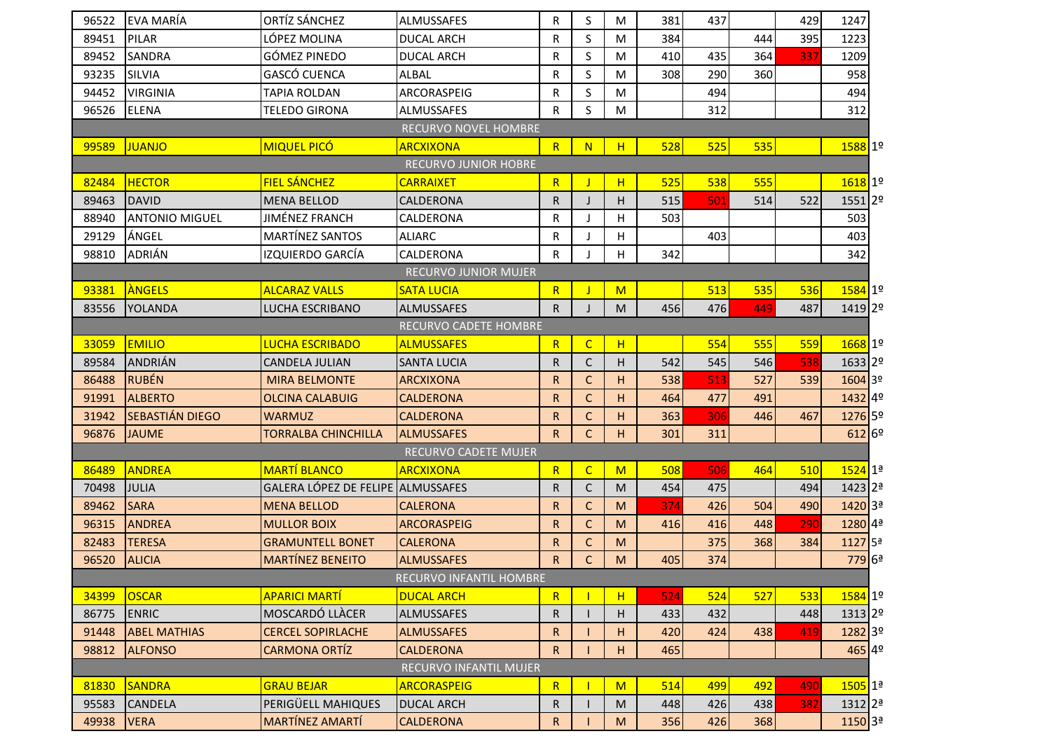| | | | | | | | | | | | | |
|---|---|---|---|---|---|---|---|---|---|---|---|---|
| 96522 | EVA MARÍA | ORTÍZ SÁNCHEZ | ALMUSSAFES | R | S | M | 381 | 437 | | 429 | 1247 | |
| 89451 | PILAR | LÓPEZ MOLINA | DUCAL ARCH | R | S | M | 384 | | 444 | 395 | 1223 | |
| 89452 | SANDRA | GÓMEZ PINEDO | DUCAL ARCH | R | S | M | 410 | 435 | 364 | 337 | 1209 | |
| 93235 | SILVIA | GASCÓ CUENCA | ALBAL | R | S | M | 308 | 290 | 360 | | 958 | |
| 94452 | VIRGINIA | TAPIA ROLDAN | ARCORASPEIG | R | S | M | | 494 | | | 494 | |
| 96526 | ELENA | TELEDO GIRONA | ALMUSSAFES | R | S | M | | 312 | | | 312 | |
| | | | RECURVO NOVEL HOMBRE | | | | | | | | | |
| 99589 | JUANJO | MIQUEL PICÓ | ARCXIXONA | R | N | H | 528 | 525 | 535 | | 1588 | 1º |
| | | | RECURVO JUNIOR HOBRE | | | | | | | | | |
| 82484 | HECTOR | FIEL SÁNCHEZ | CARRAIXET | R | J | H | 525 | 538 | 555 | | 1618 | 1º |
| 89463 | DAVID | MENA BELLOD | CALDERONA | R | J | H | 515 | 501 | 514 | 522 | 1551 | 2º |
| 88940 | ANTONIO MIGUEL | JIMÉNEZ FRANCH | CALDERONA | R | J | H | 503 | | | | 503 | |
| 29129 | ÁNGEL | MARTÍNEZ SANTOS | ALIARC | R | J | H | | 403 | | | 403 | |
| 98810 | ADRIÁN | IZQUIERDO GARCÍA | CALDERONA | R | J | H | 342 | | | | 342 | |
| | | | RECURVO JUNIOR MUJER | | | | | | | | | |
| 93381 | ÀNGELS | ALCARAZ VALLS | SATA LUCIA | R | J | M | | 513 | 535 | 536 | 1584 | 1º |
| 83556 | YOLANDA | LUCHA ESCRIBANO | ALMUSSAFES | R | J | M | 456 | 476 | 449 | 487 | 1419 | 2º |
| | | | RECURVO CADETE HOMBRE | | | | | | | | | |
| 33059 | EMILIO | LUCHA ESCRIBADO | ALMUSSAFES | R | C | H | | 554 | 555 | 559 | 1668 | 1º |
| 89584 | ANDRIÁN | CANDELA JULIAN | SANTA LUCIA | R | C | H | 542 | 545 | 546 | 538 | 1633 | 2º |
| 86488 | RUBÉN | MIRA BELMONTE | ARCXIXONA | R | C | H | 538 | 513 | 527 | 539 | 1604 | 3º |
| 91991 | ALBERTO | OLCINA CALABUIG | CALDERONA | R | C | H | 464 | 477 | 491 | | 1432 | 4º |
| 31942 | SEBASTIÁN DIEGO | WARMUZ | CALDERONA | R | C | H | 363 | 306 | 446 | 467 | 1276 | 5º |
| 96876 | JAUME | TORRALBA CHINCHILLA | ALMUSSAFES | R | C | H | 301 | 311 | | | 612 | 6º |
| | | | RECURVO CADETE MUJER | | | | | | | | | |
| 86489 | ANDREA | MARTÍ BLANCO | ARCXIXONA | R | C | M | 508 | 506 | 464 | 510 | 1524 | 1ª |
| 70498 | JULIA | GALERA LÓPEZ DE FELIPE | ALMUSSAFES | R | C | M | 454 | 475 | | 494 | 1423 | 2ª |
| 89462 | SARA | MENA BELLOD | CALERONA | R | C | M | 374 | 426 | 504 | 490 | 1420 | 3ª |
| 96315 | ANDREA | MULLOR BOIX | ARCORASPEIG | R | C | M | 416 | 416 | 448 | 290 | 1280 | 4ª |
| 82483 | TERESA | GRAMUNTELL BONET | CALERONA | R | C | M | | 375 | 368 | 384 | 1127 | 5ª |
| 96520 | ALICIA | MARTÍNEZ BENEITO | ALMUSSAFES | R | C | M | 405 | 374 | | | 779 | 6ª |
| | | | RECURVO INFANTIL HOMBRE | | | | | | | | | |
| 34399 | OSCAR | APARICI MARTÍ | DUCAL ARCH | R | I | H | 524 | 524 | 527 | 533 | 1584 | 1º |
| 86775 | ENRIC | MOSCARDÓ LLÀCER | ALMUSSAFES | R | I | H | 433 | 432 | | 448 | 1313 | 2º |
| 91448 | ABEL MATHIAS | CERCEL SOPIRLACHE | ALMUSSAFES | R | I | H | 420 | 424 | 438 | 419 | 1282 | 3º |
| 98812 | ALFONSO | CARMONA ORTÍZ | CALDERONA | R | I | H | 465 | | | | 465 | 4º |
| | | | RECURVO INFANTIL MUJER | | | | | | | | | |
| 81830 | SANDRA | GRAU BEJAR | ARCORASPEIG | R | I | M | 514 | 499 | 492 | 490 | 1505 | 1ª |
| 95583 | CANDELA | PERIGÜELL MAHIQUES | DUCAL ARCH | R | I | M | 448 | 426 | 438 | 382 | 1312 | 2ª |
| 49938 | VERA | MARTÍNEZ AMARTÍ | CALDERONA | R | I | M | 356 | 426 | 368 | | 1150 | 3ª |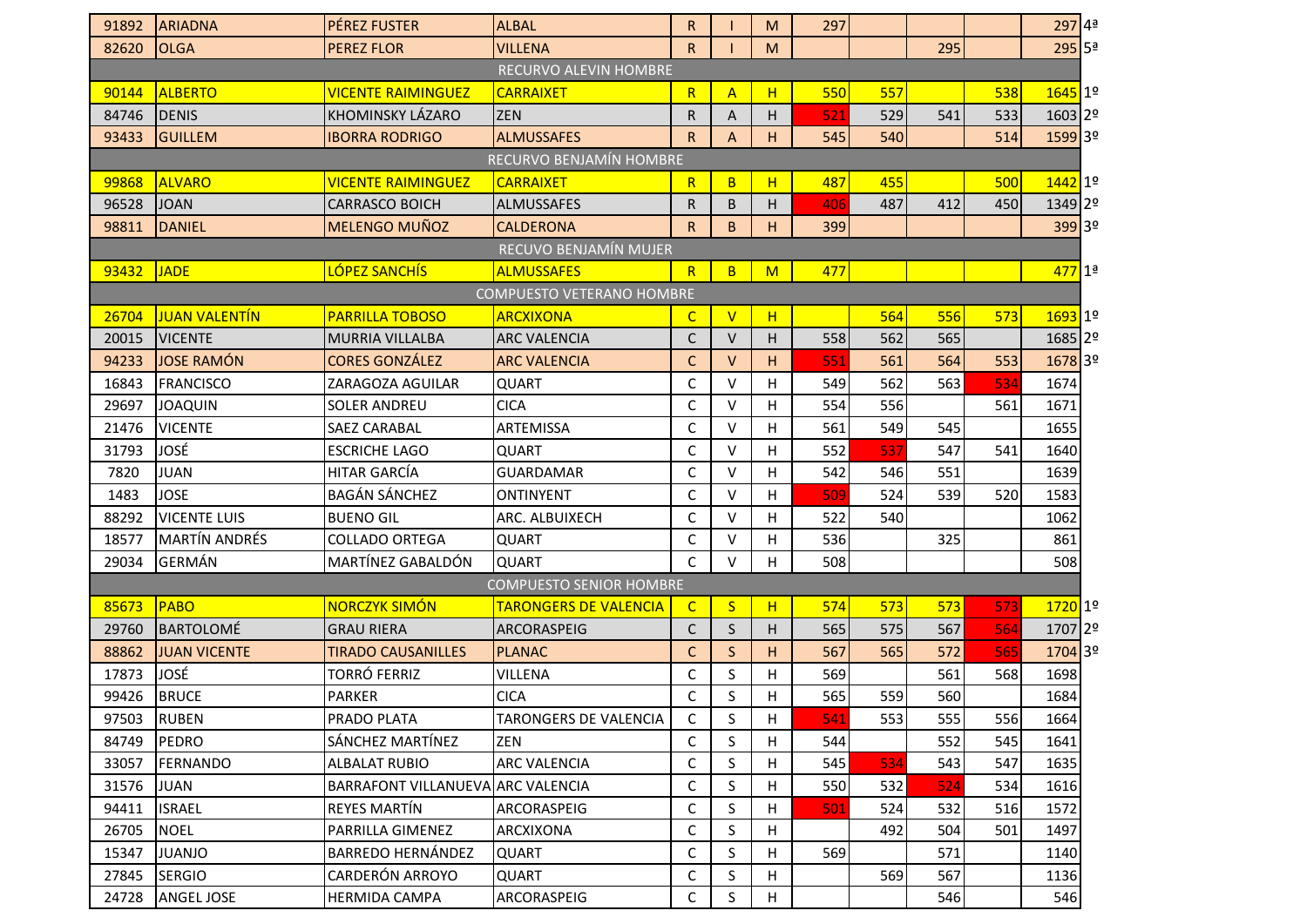| | | | | | | | | | | | | |
|---|---|---|---|---|---|---|---|---|---|---|---|---|
| 91892 | ARIADNA | PÉREZ FUSTER | ALBAL | R | I | M | 297 | | | | 297 | 4ª |
| 82620 | OLGA | PEREZ FLOR | VILLENA | R | I | M | | | 295 | | 295 | 5ª |
| RECURVO ALEVIN HOMBRE | | | | | | | | | | | | |
| 90144 | ALBERTO | VICENTE RAIMINGUEZ | CARRAIXET | R | A | H | 550 | 557 | | 538 | 1645 | 1º |
| 84746 | DENIS | KHOMINSKY LÁZARO | ZEN | R | A | H | 521 | 529 | 541 | 533 | 1603 | 2º |
| 93433 | GUILLEM | IBORRA RODRIGO | ALMUSSAFES | R | A | H | 545 | 540 | | 514 | 1599 | 3º |
| RECURVO BENJAMÍN HOMBRE | | | | | | | | | | | | |
| 99868 | ALVARO | VICENTE RAIMINGUEZ | CARRAIXET | R | B | H | 487 | 455 | | 500 | 1442 | 1º |
| 96528 | JOAN | CARRASCO BOICH | ALMUSSAFES | R | B | H | 406 | 487 | 412 | 450 | 1349 | 2º |
| 98811 | DANIEL | MELENGO MUÑOZ | CALDERONA | R | B | H | 399 | | | | 399 | 3º |
| RECUVO BENJAMÍN MUJER | | | | | | | | | | | | |
| 93432 | JADE | LÓPEZ SANCHÍS | ALMUSSAFES | R | B | M | 477 | | | | 477 | 1ª |
| COMPUESTO VETERANO HOMBRE | | | | | | | | | | | | |
| 26704 | JUAN VALENTÍN | PARRILLA TOBOSO | ARCXIXONA | C | V | H | | 564 | 556 | 573 | 1693 | 1º |
| 20015 | VICENTE | MURRIA VILLALBA | ARC VALENCIA | C | V | H | 558 | 562 | 565 | | 1685 | 2º |
| 94233 | JOSE RAMÓN | CORES GONZÁLEZ | ARC VALENCIA | C | V | H | 551 | 561 | 564 | 553 | 1678 | 3º |
| 16843 | FRANCISCO | ZARAGOZA AGUILAR | QUART | C | V | H | 549 | 562 | 563 | 534 | 1674 | |
| 29697 | JOAQUIN | SOLER ANDREU | CICA | C | V | H | 554 | 556 | | 561 | 1671 | |
| 21476 | VICENTE | SAEZ CARABAL | ARTEMISSA | C | V | H | 561 | 549 | 545 | | 1655 | |
| 31793 | JOSÉ | ESCRICHE LAGO | QUART | C | V | H | 552 | 537 | 547 | 541 | 1640 | |
| 7820 | JUAN | HITAR GARCÍA | GUARDAMAR | C | V | H | 542 | 546 | 551 | | 1639 | |
| 1483 | JOSE | BAGÁN SÁNCHEZ | ONTINYENT | C | V | H | 509 | 524 | 539 | 520 | 1583 | |
| 88292 | VICENTE LUIS | BUENO GIL | ARC. ALBUIXECH | C | V | H | 522 | 540 | | | 1062 | |
| 18577 | MARTÍN ANDRÉS | COLLADO ORTEGA | QUART | C | V | H | 536 | | 325 | | 861 | |
| 29034 | GERMÁN | MARTÍNEZ GABALDÓN | QUART | C | V | H | 508 | | | | 508 | |
| COMPUESTO SENIOR HOMBRE | | | | | | | | | | | | |
| 85673 | PABO | NORCZYK SIMÓN | TARONGERS DE VALENCIA | C | S | H | 574 | 573 | 573 | 573 | 1720 | 1º |
| 29760 | BARTOLOMÉ | GRAU RIERA | ARCORASPEIG | C | S | H | 565 | 575 | 567 | 564 | 1707 | 2º |
| 88862 | JUAN VICENTE | TIRADO CAUSANILLES | PLANAC | C | S | H | 567 | 565 | 572 | 565 | 1704 | 3º |
| 17873 | JOSÉ | TORRÓ FERRIZ | VILLENA | C | S | H | 569 | | 561 | 568 | 1698 | |
| 99426 | BRUCE | PARKER | CICA | C | S | H | 565 | 559 | 560 | | 1684 | |
| 97503 | RUBEN | PRADO PLATA | TARONGERS DE VALENCIA | C | S | H | 541 | 553 | 555 | 556 | 1664 | |
| 84749 | PEDRO | SÁNCHEZ MARTÍNEZ | ZEN | C | S | H | 544 | | 552 | 545 | 1641 | |
| 33057 | FERNANDO | ALBALAT RUBIO | ARC VALENCIA | C | S | H | 545 | 534 | 543 | 547 | 1635 | |
| 31576 | JUAN | BARRAFONT VILLANUEVA | ARC VALENCIA | C | S | H | 550 | 532 | 524 | 534 | 1616 | |
| 94411 | ISRAEL | REYES MARTÍN | ARCORASPEIG | C | S | H | 501 | 524 | 532 | 516 | 1572 | |
| 26705 | NOEL | PARRILLA GIMENEZ | ARCXIXONA | C | S | H | | 492 | 504 | 501 | 1497 | |
| 15347 | JUANJO | BARREDO HERNÁNDEZ | QUART | C | S | H | 569 | | 571 | | 1140 | |
| 27845 | SERGIO | CARDERÓN ARROYO | QUART | C | S | H | | 569 | 567 | | 1136 | |
| 24728 | ANGEL JOSE | HERMIDA CAMPA | ARCORASPEIG | C | S | H | | | 546 | | 546 | |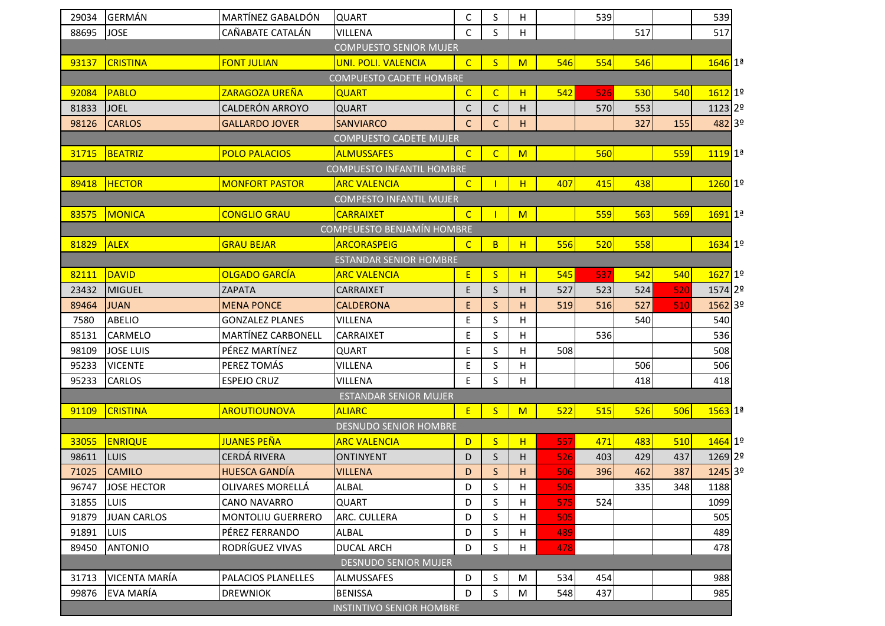| | | | | | | | | | | | | |
|---|---|---|---|---|---|---|---|---|---|---|---|---|
| 29034 | GERMÁN | MARTÍNEZ GABALDÓN | QUART | C | S | H | | 539 | | | 539 | |
| 88695 | JOSE | CAÑABATE CATALÁN | VILLENA | C | S | H | | | 517 | | 517 | |
| COMPUESTO SENIOR MUJER | | | | | | | | | | | | |
| 93137 | CRISTINA | FONT JULIAN | UNI. POLI. VALENCIA | C | S | M | 546 | 554 | 546 | | 1646 | 1ª |
| COMPUESTO CADETE HOMBRE | | | | | | | | | | | | |
| 92084 | PABLO | ZARAGOZA UREÑA | QUART | C | C | H | 542 | 526 | 530 | 540 | 1612 | 1º |
| 81833 | JOEL | CALDERÓN ARROYO | QUART | C | C | H | | 570 | 553 | | 1123 | 2º |
| 98126 | CARLOS | GALLARDO JOVER | SANVIARCO | C | C | H | | | 327 | 155 | 482 | 3º |
| COMPUESTO CADETE MUJER | | | | | | | | | | | | |
| 31715 | BEATRIZ | POLO PALACIOS | ALMUSSAFES | C | C | M | | 560 | | 559 | 1119 | 1ª |
| COMPUESTO INFANTIL HOMBRE | | | | | | | | | | | | |
| 89418 | HECTOR | MONFORT PASTOR | ARC VALENCIA | C | I | H | 407 | 415 | 438 | | 1260 | 1º |
| COMPESTO INFANTIL MUJER | | | | | | | | | | | | |
| 83575 | MONICA | CONGLIO GRAU | CARRAIXET | C | I | M | | 559 | 563 | 569 | 1691 | 1ª |
| COMPEUESTO BENJAMÍN HOMBRE | | | | | | | | | | | | |
| 81829 | ALEX | GRAU BEJAR | ARCORASPEIG | C | B | H | 556 | 520 | 558 | | 1634 | 1º |
| ESTANDAR SENIOR HOMBRE | | | | | | | | | | | | |
| 82111 | DAVID | OLGADO GARCÍA | ARC VALENCIA | E | S | H | 545 | 537 | 542 | 540 | 1627 | 1º |
| 23432 | MIGUEL | ZAPATA | CARRAIXET | E | S | H | 527 | 523 | 524 | 520 | 1574 | 2º |
| 89464 | JUAN | MENA PONCE | CALDERONA | E | S | H | 519 | 516 | 527 | 510 | 1562 | 3º |
| 7580 | ABELIO | GONZALEZ PLANES | VILLENA | E | S | H | | | 540 | | 540 | |
| 85131 | CARMELO | MARTÍNEZ CARBONELL | CARRAIXET | E | S | H | | 536 | | | 536 | |
| 98109 | JOSE LUIS | PÉREZ MARTÍNEZ | QUART | E | S | H | 508 | | | | 508 | |
| 95233 | VICENTE | PEREZ TOMÁS | VILLENA | E | S | H | | | 506 | | 506 | |
| 95233 | CARLOS | ESPEJO CRUZ | VILLENA | E | S | H | | | 418 | | 418 | |
| ESTANDAR SENIOR MUJER | | | | | | | | | | | | |
| 91109 | CRISTINA | AROUTIOUNOVA | ALIARC | E | S | M | 522 | 515 | 526 | 506 | 1563 | 1ª |
| DESNUDO SENIOR HOMBRE | | | | | | | | | | | | |
| 33055 | ENRIQUE | JUANES PEÑA | ARC VALENCIA | D | S | H | 557 | 471 | 483 | 510 | 1464 | 1º |
| 98611 | LUIS | CERDÁ RIVERA | ONTINYENT | D | S | H | 526 | 403 | 429 | 437 | 1269 | 2º |
| 71025 | CAMILO | HUESCA GANDÍA | VILLENA | D | S | H | 506 | 396 | 462 | 387 | 1245 | 3º |
| 96747 | JOSE HECTOR | OLIVARES MORELLÁ | ALBAL | D | S | H | 505 | | 335 | 348 | 1188 | |
| 31855 | LUIS | CANO NAVARRO | QUART | D | S | H | 575 | 524 | | | 1099 | |
| 91879 | JUAN CARLOS | MONTOLIU GUERRERO | ARC. CULLERA | D | S | H | 505 | | | | 505 | |
| 91891 | LUIS | PÉREZ FERRANDO | ALBAL | D | S | H | 489 | | | | 489 | |
| 89450 | ANTONIO | RODRÍGUEZ VIVAS | DUCAL ARCH | D | S | H | 478 | | | | 478 | |
| DESNUDO SENIOR MUJER | | | | | | | | | | | | |
| 31713 | VICENTA MARÍA | PALACIOS PLANELLES | ALMUSSAFES | D | S | M | 534 | 454 | | | 988 | |
| 99876 | EVA MARÍA | DREWNIOK | BENISSA | D | S | M | 548 | 437 | | | 985 | |
| INSTINTIVO SENIOR HOMBRE | | | | | | | | | | | | |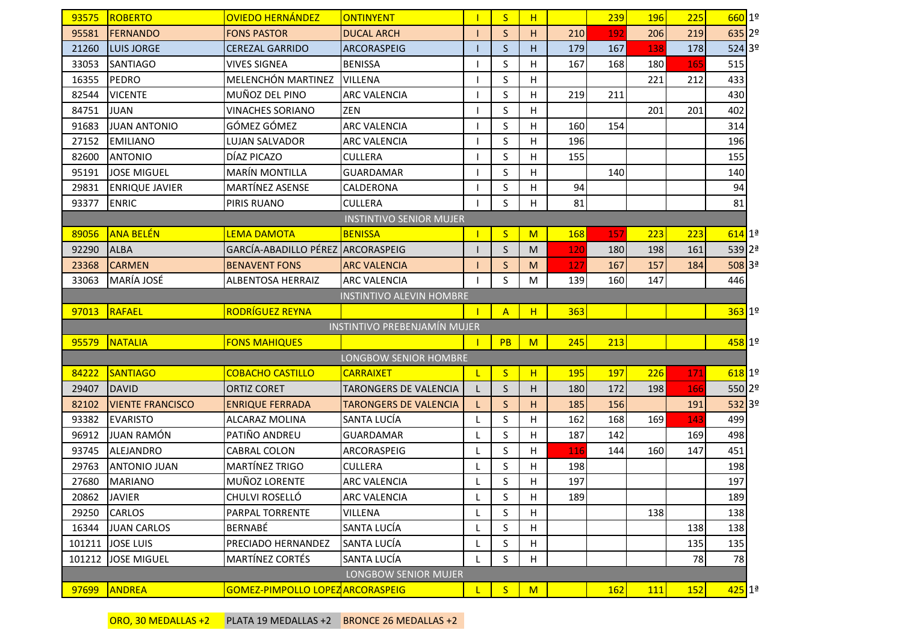| | | | | | | | | | | | | |
|---|---|---|---|---|---|---|---|---|---|---|---|---|
| 93575 | ROBERTO | OVIEDO HERNÁNDEZ | ONTINYENT | I | S | H | | 239 | 196 | 225 | 660 | 1º |
| 95581 | FERNANDO | FONS PASTOR | DUCAL ARCH | I | S | H | 210 | 192 | 206 | 219 | 635 | 2º |
| 21260 | LUIS JORGE | CEREZAL GARRIDO | ARCORASPEIG | I | S | H | 179 | 167 | 138 | 178 | 524 | 3º |
| 33053 | SANTIAGO | VIVES SIGNEA | BENISSA | I | S | H | 167 | 168 | 180 | 165 | 515 | |
| 16355 | PEDRO | MELENCHÓN MARTINEZ | VILLENA | I | S | H | | | 221 | 212 | 433 | |
| 82544 | VICENTE | MUÑOZ DEL PINO | ARC VALENCIA | I | S | H | 219 | 211 | | | 430 | |
| 84751 | JUAN | VINACHES SORIANO | ZEN | I | S | H | | | 201 | 201 | 402 | |
| 91683 | JUAN ANTONIO | GÓMEZ GÓMEZ | ARC VALENCIA | I | S | H | 160 | 154 | | | 314 | |
| 27152 | EMILIANO | LUJAN SALVADOR | ARC VALENCIA | I | S | H | 196 | | | | 196 | |
| 82600 | ANTONIO | DÍAZ PICAZO | CULLERA | I | S | H | 155 | | | | 155 | |
| 95191 | JOSE MIGUEL | MARÍN MONTILLA | GUARDAMAR | I | S | H | | 140 | | | 140 | |
| 29831 | ENRIQUE JAVIER | MARTÍNEZ ASENSE | CALDERONA | I | S | H | 94 | | | | 94 | |
| 93377 | ENRIC | PIRIS RUANO | CULLERA | I | S | H | 81 | | | | 81 | |
| | | | INSTINTIVO SENIOR MUJER | | | | | | | | | |
| 89056 | ANA BELÉN | LEMA DAMOTA | BENISSA | I | S | M | 168 | 157 | 223 | 223 | 614 | 1ª |
| 92290 | ALBA | GARCÍA-ABADILLO PÉREZ | ARCORASPEIG | I | S | M | 120 | 180 | 198 | 161 | 539 | 2ª |
| 23368 | CARMEN | BENAVENT FONS | ARC VALENCIA | I | S | M | 127 | 167 | 157 | 184 | 508 | 3ª |
| 33063 | MARÍA JOSÉ | ALBENTOSA HERRAIZ | ARC VALENCIA | I | S | M | 139 | 160 | 147 | | 446 | |
| | | | INSTINTIVO ALEVIN HOMBRE | | | | | | | | | |
| 97013 | RAFAEL | RODRÍGUEZ REYNA | | I | A | H | 363 | | | | 363 | 1º |
| | | | INSTINTIVO PREBENJAMÍN MUJER | | | | | | | | | |
| 95579 | NATALIA | FONS MAHIQUES | | I | PB | M | 245 | 213 | | | 458 | 1º |
| | | | LONGBOW SENIOR HOMBRE | | | | | | | | | |
| 84222 | SANTIAGO | COBACHO CASTILLO | CARRAIXET | L | S | H | 195 | 197 | 226 | 171 | 618 | 1º |
| 29407 | DAVID | ORTIZ CORET | TARONGERS DE VALENCIA | L | S | H | 180 | 172 | 198 | 166 | 550 | 2º |
| 82102 | VIENTE FRANCISCO | ENRIQUE FERRADA | TARONGERS DE VALENCIA | L | S | H | 185 | 156 | | 191 | 532 | 3º |
| 93382 | EVARISTO | ALCARAZ MOLINA | SANTA LUCÍA | L | S | H | 162 | 168 | 169 | 143 | 499 | |
| 96912 | JUAN RAMÓN | PATIÑO ANDREU | GUARDAMAR | L | S | H | 187 | 142 | | 169 | 498 | |
| 93745 | ALEJANDRO | CABRAL COLON | ARCORASPEIG | L | S | H | 116 | 144 | 160 | 147 | 451 | |
| 29763 | ANTONIO JUAN | MARTÍNEZ TRIGO | CULLERA | L | S | H | 198 | | | | 198 | |
| 27680 | MARIANO | MUÑOZ LORENTE | ARC VALENCIA | L | S | H | 197 | | | | 197 | |
| 20862 | JAVIER | CHULVI ROSELLÓ | ARC VALENCIA | L | S | H | 189 | | | | 189 | |
| 29250 | CARLOS | PARPAL TORRENTE | VILLENA | L | S | H | | | 138 | | 138 | |
| 16344 | JUAN CARLOS | BERNABÉ | SANTA LUCÍA | L | S | H | | | | 138 | 138 | |
| 101211 | JOSE LUIS | PRECIADO HERNANDEZ | SANTA LUCÍA | L | S | H | | | | 135 | 135 | |
| 101212 | JOSE MIGUEL | MARTÍNEZ CORTÉS | SANTA LUCÍA | L | S | H | | | | 78 | 78 | |
| | | | LONGBOW SENIOR MUJER | | | | | | | | | |
| 97699 | ANDREA | GOMEZ-PIMPOLLO LOPEZ | ARCORASPEIG | L | S | M | | 162 | 111 | 152 | 425 | 1ª |

ORO, 30 MEDALLAS +2 | PLATA 19 MEDALLAS +2 | BRONCE 26 MEDALLAS +2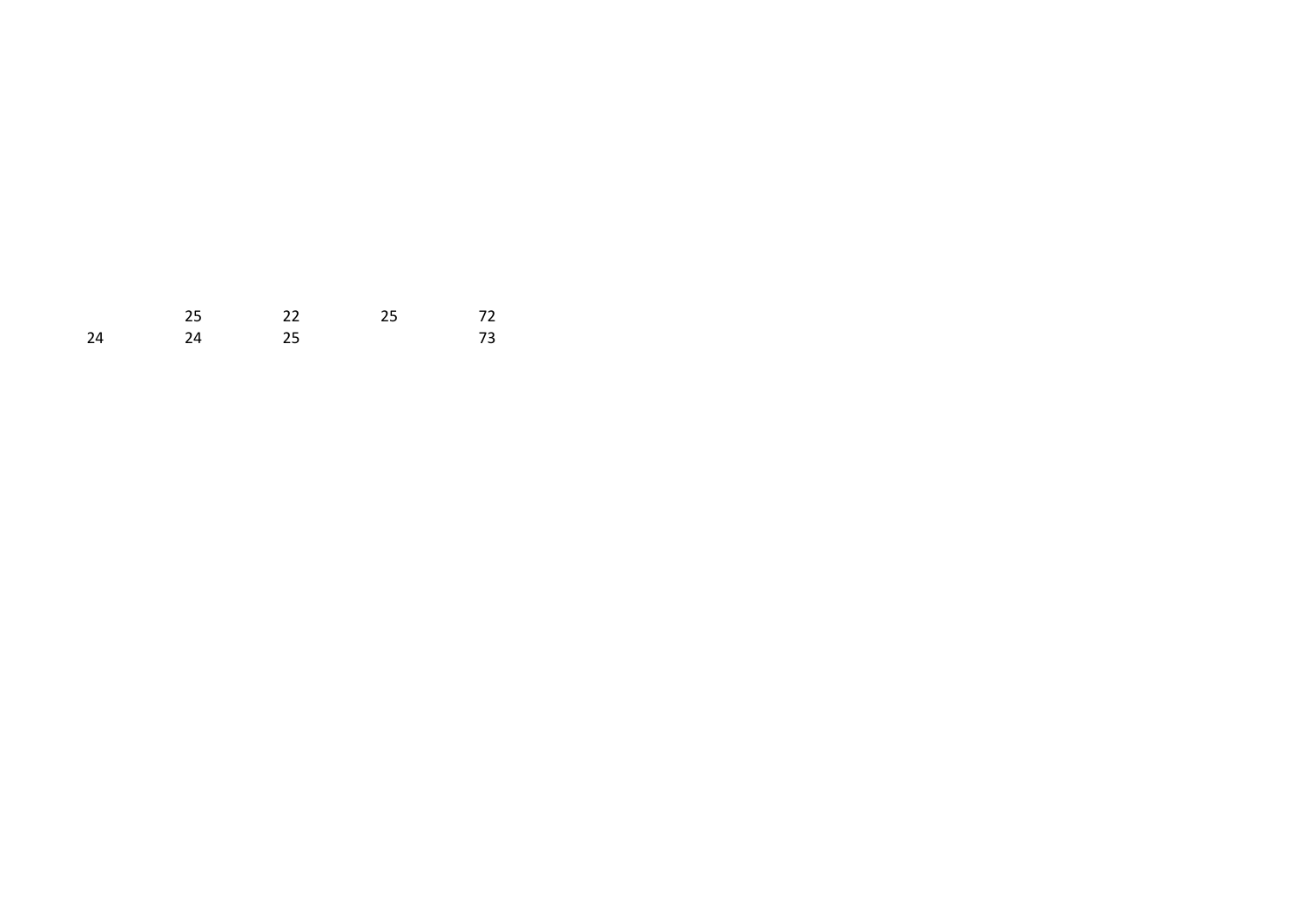| | | | | |
|---|---|---|---|---|
| | 25 | 22 | 25 | 72 |
| 24 | 24 | 25 | | 73 |